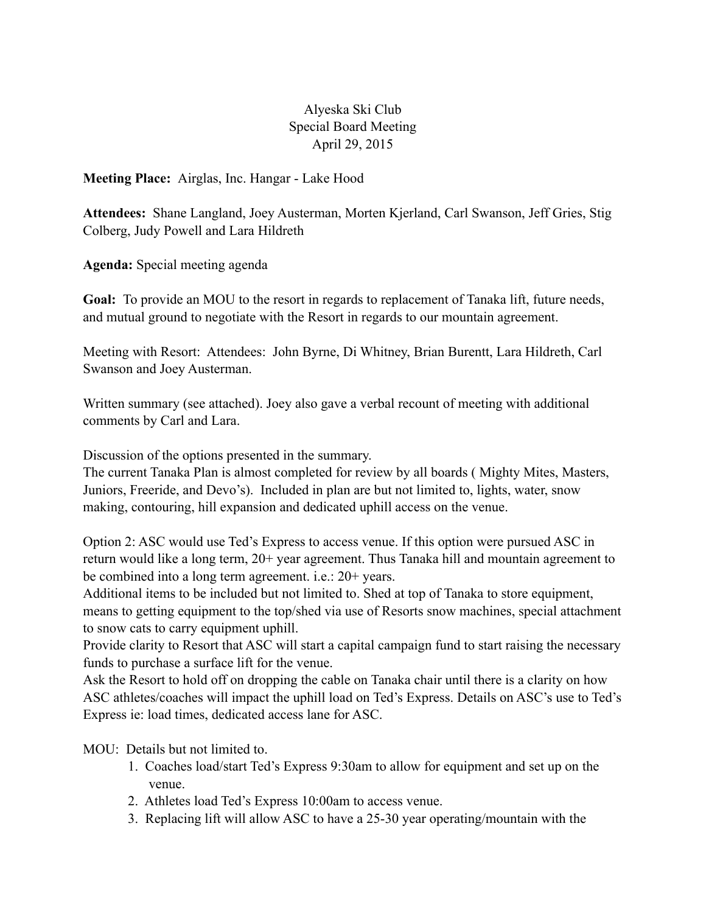Alyeska Ski Club
Special Board Meeting
April 29, 2015

**Meeting Place:** Airglas, Inc. Hangar - Lake Hood

**Attendees:** Shane Langland, Joey Austerman, Morten Kjerland, Carl Swanson, Jeff Gries, Stig Colberg, Judy Powell and Lara Hildreth

**Agenda:** Special meeting agenda

**Goal:** To provide an MOU to the resort in regards to replacement of Tanaka lift, future needs, and mutual ground to negotiate with the Resort in regards to our mountain agreement.

Meeting with Resort: Attendees: John Byrne, Di Whitney, Brian Burentt, Lara Hildreth, Carl Swanson and Joey Austerman.

Written summary (see attached). Joey also gave a verbal recount of meeting with additional comments by Carl and Lara.

Discussion of the options presented in the summary.
The current Tanaka Plan is almost completed for review by all boards ( Mighty Mites, Masters, Juniors, Freeride, and Devo's). Included in plan are but not limited to, lights, water, snow making, contouring, hill expansion and dedicated uphill access on the venue.

Option 2: ASC would use Ted's Express to access venue. If this option were pursued ASC in return would like a long term, 20+ year agreement. Thus Tanaka hill and mountain agreement to be combined into a long term agreement. i.e.: 20+ years.
Additional items to be included but not limited to. Shed at top of Tanaka to store equipment, means to getting equipment to the top/shed via use of Resorts snow machines, special attachment to snow cats to carry equipment uphill.
Provide clarity to Resort that ASC will start a capital campaign fund to start raising the necessary funds to purchase a surface lift for the venue.
Ask the Resort to hold off on dropping the cable on Tanaka chair until there is a clarity on how ASC athletes/coaches will impact the uphill load on Ted's Express. Details on ASC's use to Ted's Express ie: load times, dedicated access lane for ASC.

MOU: Details but not limited to.

1. Coaches load/start Ted's Express 9:30am to allow for equipment and set up on the venue.
2. Athletes load Ted's Express 10:00am to access venue.
3. Replacing lift will allow ASC to have a 25-30 year operating/mountain with the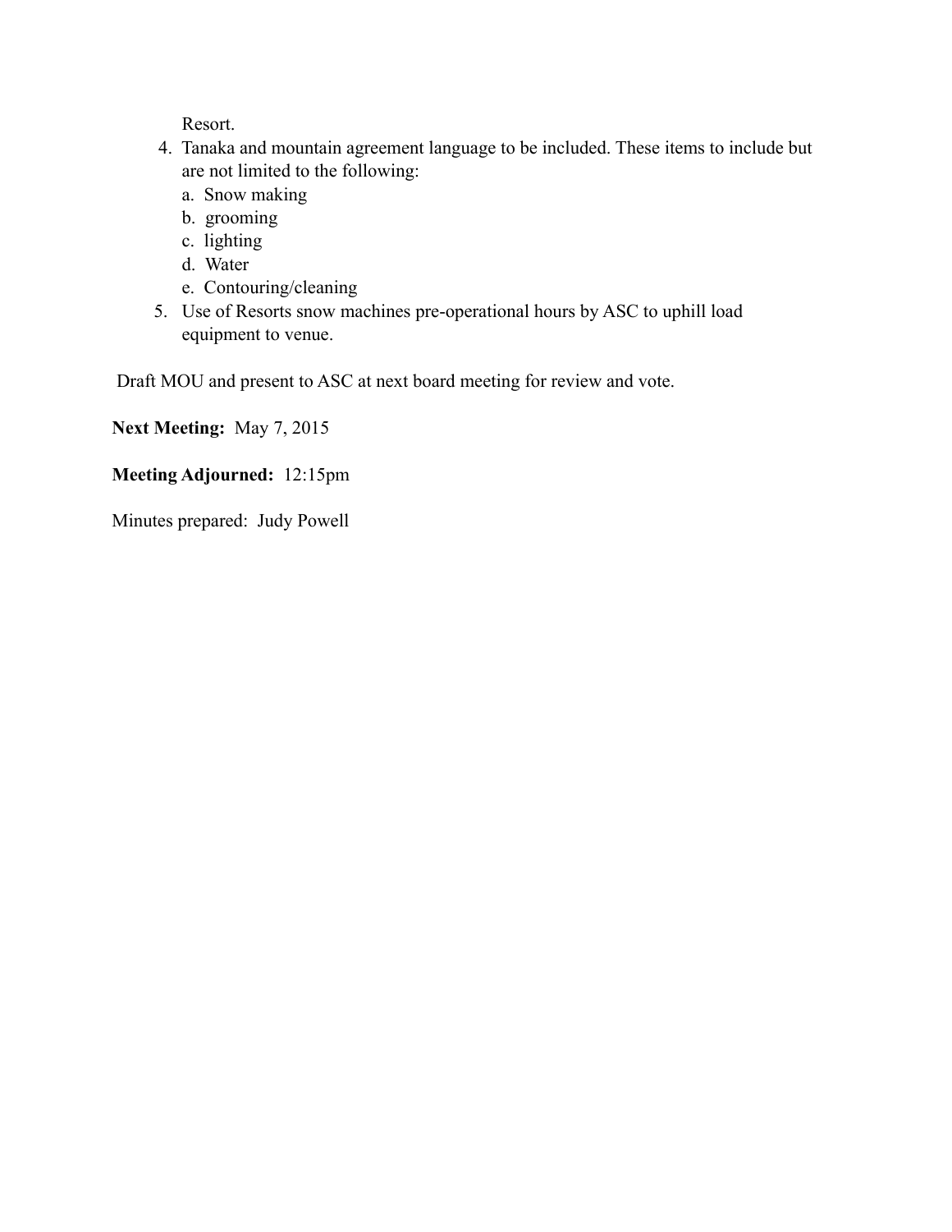Resort.

4. Tanaka and mountain agreement language to be included. These items to include but are not limited to the following:
    a. Snow making
    b. grooming
    c. lighting
    d. Water
    e. Contouring/cleaning
5. Use of Resorts snow machines pre-operational hours by ASC to uphill load equipment to venue.

Draft MOU and present to ASC at next board meeting for review and vote.

**Next Meeting:** May 7, 2015

**Meeting Adjourned:** 12:15pm

Minutes prepared: Judy Powell